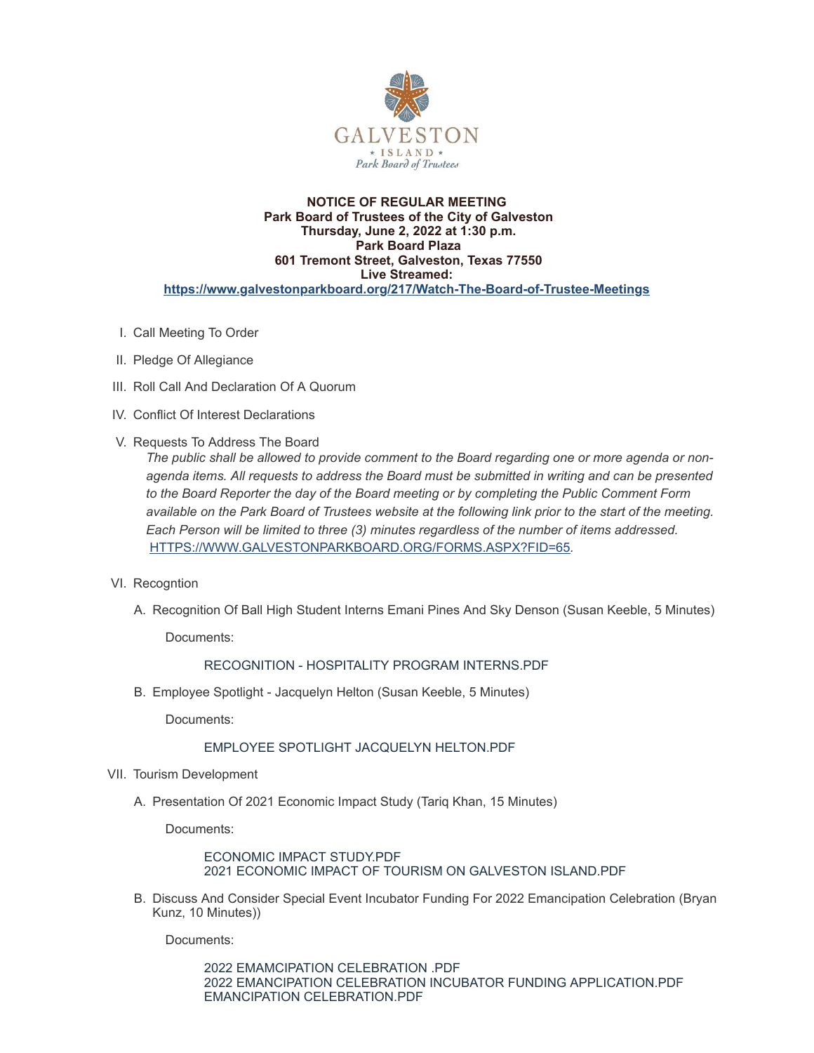GALVESTON

ISLAND

Park Board of Trustees

**NOTICE OF REGULAR MEETING**
**Park Board of Trustees of the City of Galveston**
**Thursday, June 2, 2022 at 1:30 p.m.**
**Park Board Plaza**
**601 Tremont Street, Galveston, Texas 77550**
**Live Streamed:**
**https://www.galvestonparkboard.org/217/Watch-The-Board-of-Trustee-Meetings**

I. Call Meeting To Order

II. Pledge Of Allegiance

III. Roll Call And Declaration Of A Quorum

IV. Conflict Of Interest Declarations

V. Requests To Address The Board

*The public shall be allowed to provide comment to the Board regarding one or more agenda or non-agenda items. All requests to address the Board must be submitted in writing and can be presented to the Board Reporter the day of the Board meeting or by completing the Public Comment Form available on the Park Board of Trustees website at the following link prior to the start of the meeting. Each Person will be limited to three (3) minutes regardless of the number of items addressed.* HTTPS://WWW.GALVESTONPARKBOARD.ORG/FORMS.ASPX?FID=65.

VI. Recogntion

A. Recognition Of Ball High Student Interns Emani Pines And Sky Denson (Susan Keeble, 5 Minutes)

Documents:

RECOGNITION - HOSPITALITY PROGRAM INTERNS.PDF

B. Employee Spotlight - Jacquelyn Helton (Susan Keeble, 5 Minutes)

Documents:

EMPLOYEE SPOTLIGHT JACQUELYN HELTON.PDF

VII. Tourism Development

A. Presentation Of 2021 Economic Impact Study (Tariq Khan, 15 Minutes)

Documents:

ECONOMIC IMPACT STUDY.PDF
2021 ECONOMIC IMPACT OF TOURISM ON GALVESTON ISLAND.PDF

B. Discuss And Consider Special Event Incubator Funding For 2022 Emancipation Celebration (Bryan Kunz, 10 Minutes))

Documents:

2022 EMAMCIPATION CELEBRATION .PDF
2022 EMANCIPATION CELEBRATION INCUBATOR FUNDING APPLICATION.PDF
EMANCIPATION CELEBRATION.PDF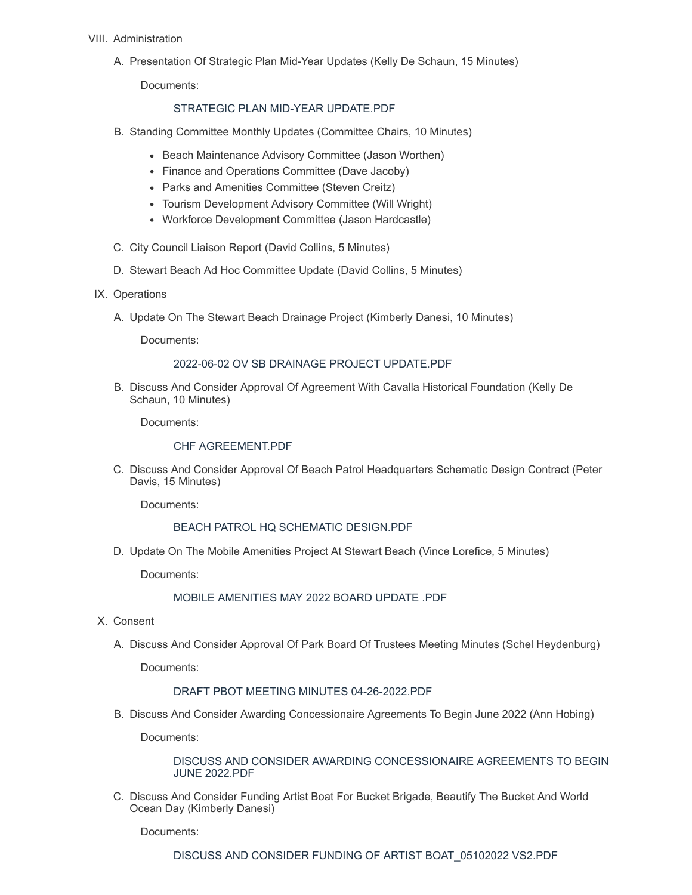VIII. Administration

A. Presentation Of Strategic Plan Mid-Year Updates (Kelly De Schaun, 15 Minutes)

Documents:

STRATEGIC PLAN MID-YEAR UPDATE.PDF

B. Standing Committee Monthly Updates (Committee Chairs, 10 Minutes)

- Beach Maintenance Advisory Committee (Jason Worthen)
- Finance and Operations Committee (Dave Jacoby)
- Parks and Amenities Committee (Steven Creitz)
- Tourism Development Advisory Committee (Will Wright)
- Workforce Development Committee (Jason Hardcastle)

C. City Council Liaison Report (David Collins, 5 Minutes)

D. Stewart Beach Ad Hoc Committee Update (David Collins, 5 Minutes)

IX. Operations

A. Update On The Stewart Beach Drainage Project (Kimberly Danesi, 10 Minutes)

Documents:

2022-06-02 OV SB DRAINAGE PROJECT UPDATE.PDF

B. Discuss And Consider Approval Of Agreement With Cavalla Historical Foundation (Kelly De Schaun, 10 Minutes)

Documents:

CHF AGREEMENT.PDF

C. Discuss And Consider Approval Of Beach Patrol Headquarters Schematic Design Contract (Peter Davis, 15 Minutes)

Documents:

BEACH PATROL HQ SCHEMATIC DESIGN.PDF

D. Update On The Mobile Amenities Project At Stewart Beach (Vince Lorefice, 5 Minutes)

Documents:

MOBILE AMENITIES MAY 2022 BOARD UPDATE .PDF

X. Consent

A. Discuss And Consider Approval Of Park Board Of Trustees Meeting Minutes (Schel Heydenburg)

Documents:

DRAFT PBOT MEETING MINUTES 04-26-2022.PDF

B. Discuss And Consider Awarding Concessionaire Agreements To Begin June 2022 (Ann Hobing)

Documents:

DISCUSS AND CONSIDER AWARDING CONCESSIONAIRE AGREEMENTS TO BEGIN JUNE 2022.PDF

C. Discuss And Consider Funding Artist Boat For Bucket Brigade, Beautify The Bucket And World Ocean Day (Kimberly Danesi)

Documents:

DISCUSS AND CONSIDER FUNDING OF ARTIST BOAT_05102022 VS2.PDF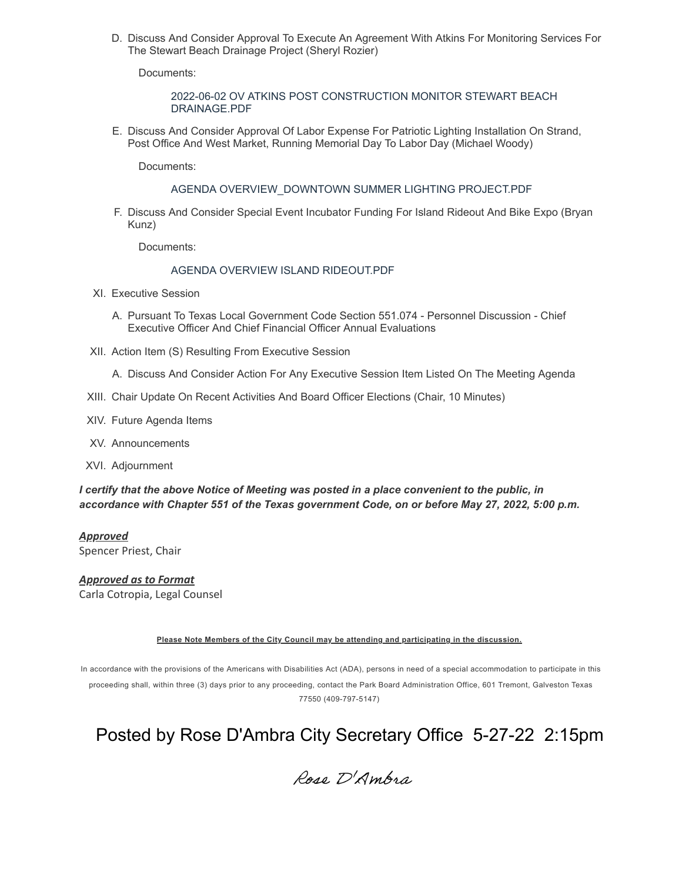D. Discuss And Consider Approval To Execute An Agreement With Atkins For Monitoring Services For The Stewart Beach Drainage Project (Sheryl Rozier)

Documents:

2022-06-02 OV ATKINS POST CONSTRUCTION MONITOR STEWART BEACH DRAINAGE.PDF

E. Discuss And Consider Approval Of Labor Expense For Patriotic Lighting Installation On Strand, Post Office And West Market, Running Memorial Day To Labor Day (Michael Woody)

Documents:

AGENDA OVERVIEW_DOWNTOWN SUMMER LIGHTING PROJECT.PDF

F. Discuss And Consider Special Event Incubator Funding For Island Rideout And Bike Expo (Bryan Kunz)

Documents:

AGENDA OVERVIEW ISLAND RIDEOUT.PDF

XI. Executive Session

A. Pursuant To Texas Local Government Code Section 551.074 - Personnel Discussion - Chief Executive Officer And Chief Financial Officer Annual Evaluations

XII. Action Item (S) Resulting From Executive Session

A. Discuss And Consider Action For Any Executive Session Item Listed On The Meeting Agenda

XIII. Chair Update On Recent Activities And Board Officer Elections (Chair, 10 Minutes)

XIV. Future Agenda Items

XV. Announcements

XVI. Adjournment

***I certify that the above Notice of Meeting was posted in a place convenient to the public, in accordance with Chapter 551 of the Texas government Code, on or before May 27, 2022, 5:00 p.m.***

***Approved***
Spencer Priest, Chair

***Approved as to Format***
Carla Cotropia, Legal Counsel

**Please Note Members of the City Council may be attending and participating in the discussion.**

In accordance with the provisions of the Americans with Disabilities Act (ADA), persons in need of a special accommodation to participate in this proceeding shall, within three (3) days prior to any proceeding, contact the Park Board Administration Office, 601 Tremont, Galveston Texas 77550 (409-797-5147)

Posted by Rose D'Ambra City Secretary Office 5-27-22 2:15pm

Rose D'Ambra